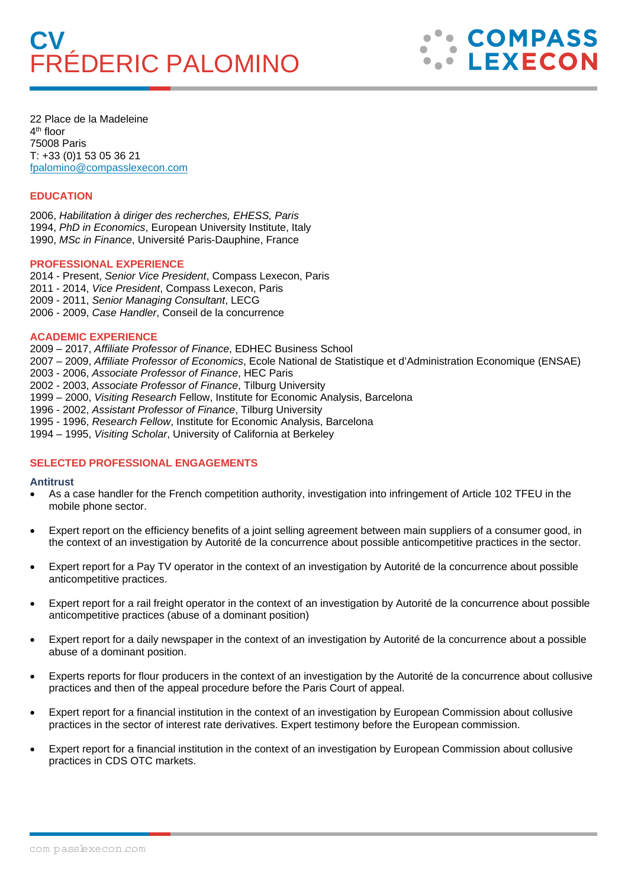# CV
# FRÉDERIC PALOMINO

COMPASS LEXECON

22 Place de la Madeleine
4th floor
75008 Paris
T: +33 (0)1 53 05 36 21
fpalomino@compasslexecon.com

## EDUCATION

2006, *Habilitation à diriger des recherches, EHESS, Paris*
1994, *PhD in Economics*, European University Institute, Italy
1990, *MSc in Finance*, Université Paris-Dauphine, France

## PROFESSIONAL EXPERIENCE

2014 - Present, *Senior Vice President*, Compass Lexecon, Paris
2011 - 2014, *Vice President*, Compass Lexecon, Paris
2009 - 2011, *Senior Managing Consultant*, LECG
2006 - 2009, *Case Handler*, Conseil de la concurrence

## ACADEMIC EXPERIENCE

2009 – 2017, *Affiliate Professor of Finance*, EDHEC Business School
2007 – 2009, *Affiliate Professor of Economics*, Ecole National de Statistique et d'Administration Economique (ENSAE)
2003 - 2006, *Associate Professor of Finance*, HEC Paris
2002 - 2003, *Associate Professor of Finance*, Tilburg University
1999 – 2000, *Visiting Research* Fellow, Institute for Economic Analysis, Barcelona
1996 - 2002, *Assistant Professor of Finance*, Tilburg University
1995 - 1996, *Research Fellow*, Institute for Economic Analysis, Barcelona
1994 – 1995, *Visiting Scholar*, University of California at Berkeley

## SELECTED PROFESSIONAL ENGAGEMENTS

### Antitrust

- As a case handler for the French competition authority, investigation into infringement of Article 102 TFEU in the mobile phone sector.
- Expert report on the efficiency benefits of a joint selling agreement between main suppliers of a consumer good, in the context of an investigation by Autorité de la concurrence about possible anticompetitive practices in the sector.
- Expert report for a Pay TV operator in the context of an investigation by Autorité de la concurrence about possible anticompetitive practices.
- Expert report for a rail freight operator in the context of an investigation by Autorité de la concurrence about possible anticompetitive practices (abuse of a dominant position)
- Expert report for a daily newspaper in the context of an investigation by Autorité de la concurrence about a possible abuse of a dominant position.
- Experts reports for flour producers in the context of an investigation by the Autorité de la concurrence about collusive practices and then of the appeal procedure before the Paris Court of appeal.
- Expert report for a financial institution in the context of an investigation by European Commission about collusive practices in the sector of interest rate derivatives. Expert testimony before the European commission.
- Expert report for a financial institution in the context of an investigation by European Commission about collusive practices in CDS OTC markets.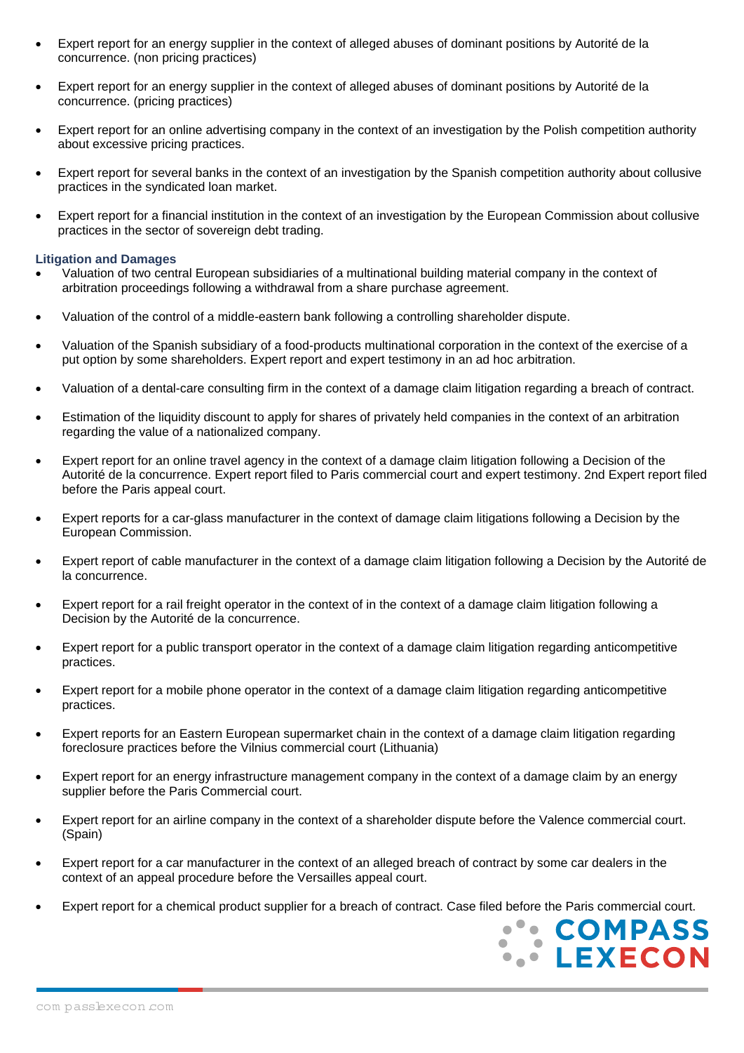- Expert report for an energy supplier in the context of alleged abuses of dominant positions by Autorité de la concurrence. (non pricing practices)
- Expert report for an energy supplier in the context of alleged abuses of dominant positions by Autorité de la concurrence. (pricing practices)
- Expert report for an online advertising company in the context of an investigation by the Polish competition authority about excessive pricing practices.
- Expert report for several banks in the context of an investigation by the Spanish competition authority about collusive practices in the syndicated loan market.
- Expert report for a financial institution in the context of an investigation by the European Commission about collusive practices in the sector of sovereign debt trading.

**Litigation and Damages**

- Valuation of two central European subsidiaries of a multinational building material company in the context of arbitration proceedings following a withdrawal from a share purchase agreement.
- Valuation of the control of a middle-eastern bank following a controlling shareholder dispute.
- Valuation of the Spanish subsidiary of a food-products multinational corporation in the context of the exercise of a put option by some shareholders. Expert report and expert testimony in an ad hoc arbitration.
- Valuation of a dental-care consulting firm in the context of a damage claim litigation regarding a breach of contract.
- Estimation of the liquidity discount to apply for shares of privately held companies in the context of an arbitration regarding the value of a nationalized company.
- Expert report for an online travel agency in the context of a damage claim litigation following a Decision of the Autorité de la concurrence. Expert report filed to Paris commercial court and expert testimony. 2nd Expert report filed before the Paris appeal court.
- Expert reports for a car-glass manufacturer in the context of damage claim litigations following a Decision by the European Commission.
- Expert report of cable manufacturer in the context of a damage claim litigation following a Decision by the Autorité de la concurrence.
- Expert report for a rail freight operator in the context of in the context of a damage claim litigation following a Decision by the Autorité de la concurrence.
- Expert report for a public transport operator in the context of a damage claim litigation regarding anticompetitive practices.
- Expert report for a mobile phone operator in the context of a damage claim litigation regarding anticompetitive practices.
- Expert reports for an Eastern European supermarket chain in the context of a damage claim litigation regarding foreclosure practices before the Vilnius commercial court (Lithuania)
- Expert report for an energy infrastructure management company in the context of a damage claim by an energy supplier before the Paris Commercial court.
- Expert report for an airline company in the context of a shareholder dispute before the Valence commercial court. (Spain)
- Expert report for a car manufacturer in the context of an alleged breach of contract by some car dealers in the context of an appeal procedure before the Versailles appeal court.
- Expert report for a chemical product supplier for a breach of contract. Case filed before the Paris commercial court.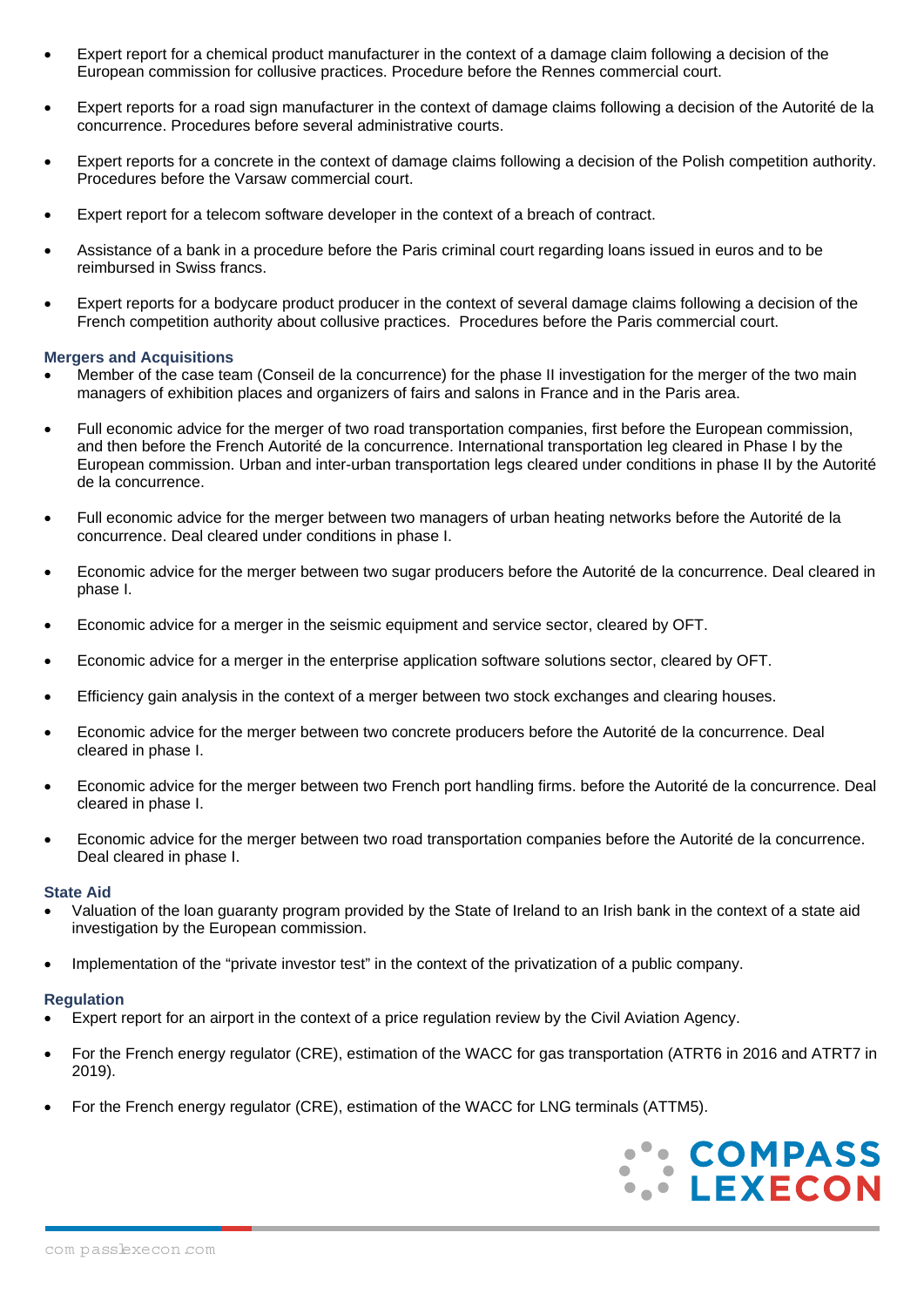- Expert report for a chemical product manufacturer in the context of a damage claim following a decision of the European commission for collusive practices. Procedure before the Rennes commercial court.

- Expert reports for a road sign manufacturer in the context of damage claims following a decision of the Autorité de la concurrence. Procedures before several administrative courts.

- Expert reports for a concrete in the context of damage claims following a decision of the Polish competition authority. Procedures before the Varsaw commercial court.

- Expert report for a telecom software developer in the context of a breach of contract.

- Assistance of a bank in a procedure before the Paris criminal court regarding loans issued in euros and to be reimbursed in Swiss francs.

- Expert reports for a bodycare product producer in the context of several damage claims following a decision of the French competition authority about collusive practices. Procedures before the Paris commercial court.

### Mergers and Acquisitions

- Member of the case team (Conseil de la concurrence) for the phase II investigation for the merger of the two main managers of exhibition places and organizers of fairs and salons in France and in the Paris area.

- Full economic advice for the merger of two road transportation companies, first before the European commission, and then before the French Autorité de la concurrence. International transportation leg cleared in Phase I by the European commission. Urban and inter-urban transportation legs cleared under conditions in phase II by the Autorité de la concurrence.

- Full economic advice for the merger between two managers of urban heating networks before the Autorité de la concurrence. Deal cleared under conditions in phase I.

- Economic advice for the merger between two sugar producers before the Autorité de la concurrence. Deal cleared in phase I.

- Economic advice for a merger in the seismic equipment and service sector, cleared by OFT.

- Economic advice for a merger in the enterprise application software solutions sector, cleared by OFT.

- Efficiency gain analysis in the context of a merger between two stock exchanges and clearing houses.

- Economic advice for the merger between two concrete producers before the Autorité de la concurrence. Deal cleared in phase I.

- Economic advice for the merger between two French port handling firms. before the Autorité de la concurrence. Deal cleared in phase I.

- Economic advice for the merger between two road transportation companies before the Autorité de la concurrence. Deal cleared in phase I.

### State Aid

- Valuation of the loan guaranty program provided by the State of Ireland to an Irish bank in the context of a state aid investigation by the European commission.

- Implementation of the "private investor test" in the context of the privatization of a public company.

### Regulation

- Expert report for an airport in the context of a price regulation review by the Civil Aviation Agency.

- For the French energy regulator (CRE), estimation of the WACC for gas transportation (ATRT6 in 2016 and ATRT7 in 2019).

- For the French energy regulator (CRE), estimation of the WACC for LNG terminals (ATTM5).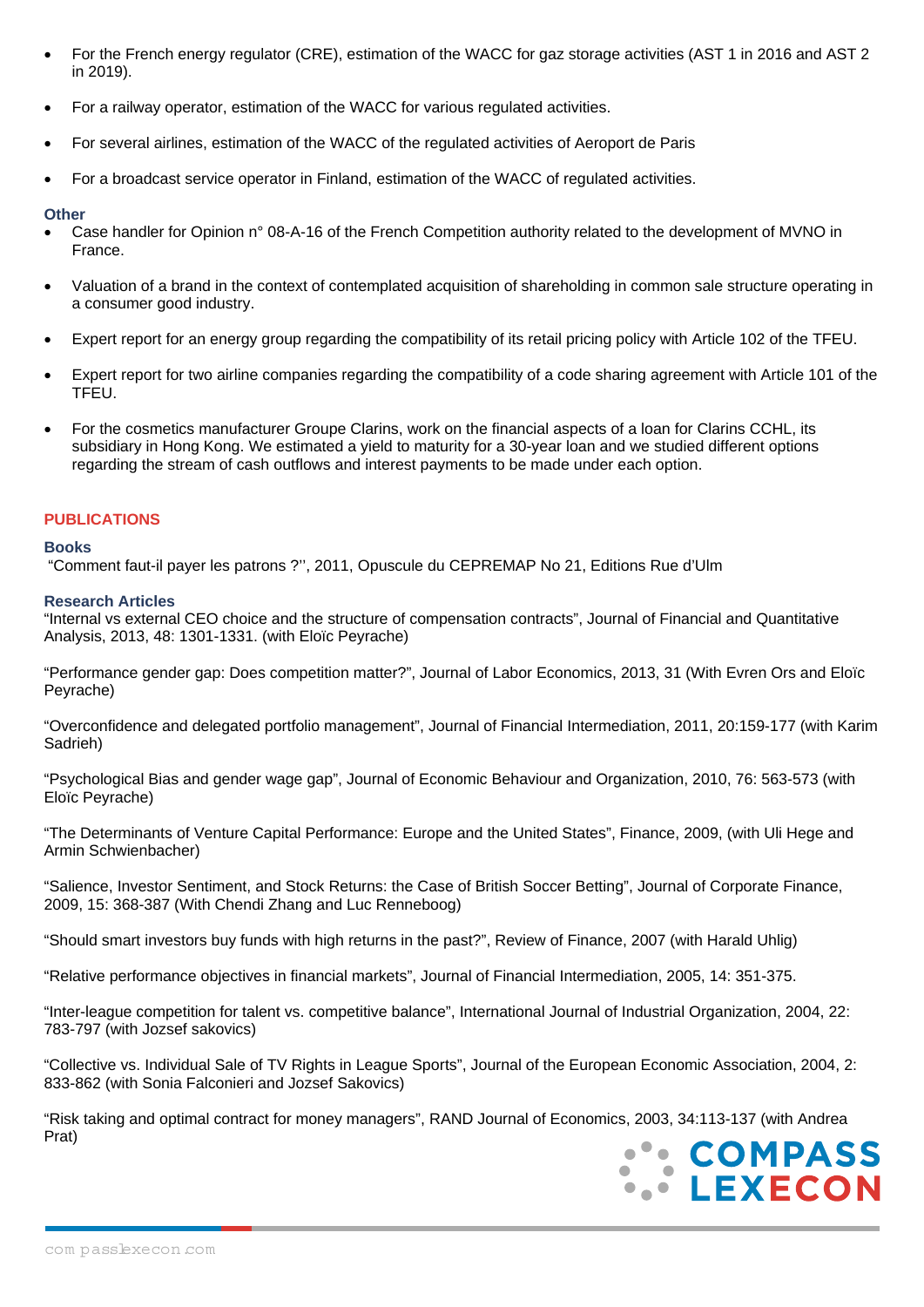- For the French energy regulator (CRE), estimation of the WACC for gaz storage activities (AST 1 in 2016 and AST 2 in 2019).
- For a railway operator, estimation of the WACC for various regulated activities.
- For several airlines, estimation of the WACC of the regulated activities of Aeroport de Paris
- For a broadcast service operator in Finland, estimation of the WACC of regulated activities.

### Other

- Case handler for Opinion n° 08-A-16 of the French Competition authority related to the development of MVNO in France.
- Valuation of a brand in the context of contemplated acquisition of shareholding in common sale structure operating in a consumer good industry.
- Expert report for an energy group regarding the compatibility of its retail pricing policy with Article 102 of the TFEU.
- Expert report for two airline companies regarding the compatibility of a code sharing agreement with Article 101 of the TFEU.
- For the cosmetics manufacturer Groupe Clarins, work on the financial aspects of a loan for Clarins CCHL, its subsidiary in Hong Kong. We estimated a yield to maturity for a 30-year loan and we studied different options regarding the stream of cash outflows and interest payments to be made under each option.

## PUBLICATIONS

### Books

"Comment faut-il payer les patrons ?'', 2011, Opuscule du CEPREMAP No 21, Editions Rue d'Ulm

### Research Articles

"Internal vs external CEO choice and the structure of compensation contracts", Journal of Financial and Quantitative Analysis, 2013, 48: 1301-1331. (with Eloïc Peyrache)

"Performance gender gap: Does competition matter?", Journal of Labor Economics, 2013, 31 (With Evren Ors and Eloïc Peyrache)

"Overconfidence and delegated portfolio management", Journal of Financial Intermediation, 2011, 20:159-177 (with Karim Sadrieh)

"Psychological Bias and gender wage gap", Journal of Economic Behaviour and Organization, 2010, 76: 563-573 (with Eloïc Peyrache)

"The Determinants of Venture Capital Performance: Europe and the United States", Finance, 2009, (with Uli Hege and Armin Schwienbacher)

"Salience, Investor Sentiment, and Stock Returns: the Case of British Soccer Betting", Journal of Corporate Finance, 2009, 15: 368-387 (With Chendi Zhang and Luc Renneboog)

"Should smart investors buy funds with high returns in the past?", Review of Finance, 2007 (with Harald Uhlig)

"Relative performance objectives in financial markets", Journal of Financial Intermediation, 2005, 14: 351-375.

"Inter-league competition for talent vs. competitive balance", International Journal of Industrial Organization, 2004, 22: 783-797 (with Jozsef sakovics)

"Collective vs. Individual Sale of TV Rights in League Sports", Journal of the European Economic Association, 2004, 2: 833-862 (with Sonia Falconieri and Jozsef Sakovics)

"Risk taking and optimal contract for money managers", RAND Journal of Economics, 2003, 34:113-137 (with Andrea Prat)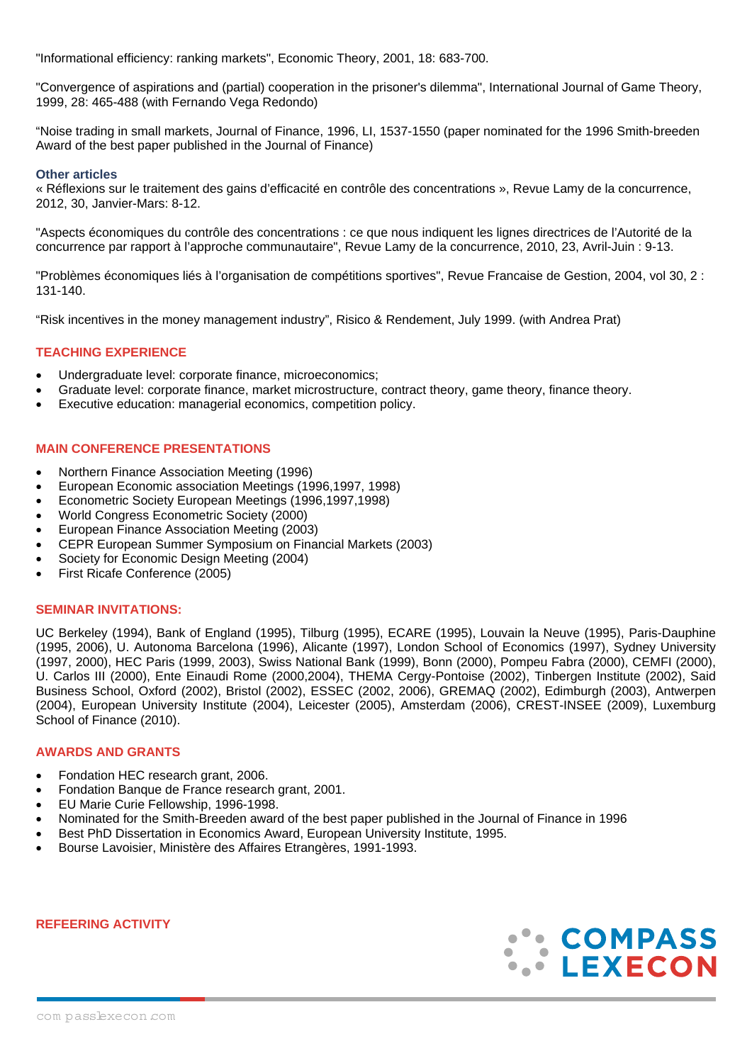"Informational efficiency: ranking markets", Economic Theory, 2001, 18: 683-700.

"Convergence of aspirations and (partial) cooperation in the prisoner's dilemma", International Journal of Game Theory, 1999, 28: 465-488 (with Fernando Vega Redondo)

"Noise trading in small markets, Journal of Finance, 1996, LI, 1537-1550 (paper nominated for the 1996 Smith-breeden Award of the best paper published in the Journal of Finance)

### Other articles

« Réflexions sur le traitement des gains d'efficacité en contrôle des concentrations », Revue Lamy de la concurrence, 2012, 30, Janvier-Mars: 8-12.

"Aspects économiques du contrôle des concentrations : ce que nous indiquent les lignes directrices de l'Autorité de la concurrence par rapport à l'approche communautaire", Revue Lamy de la concurrence, 2010, 23, Avril-Juin : 9-13.

"Problèmes économiques liés à l'organisation de compétitions sportives", Revue Francaise de Gestion, 2004, vol 30, 2 : 131-140.

"Risk incentives in the money management industry", Risico & Rendement, July 1999. (with Andrea Prat)

## TEACHING EXPERIENCE

- Undergraduate level: corporate finance, microeconomics;
- Graduate level: corporate finance, market microstructure, contract theory, game theory, finance theory.
- Executive education: managerial economics, competition policy.

## MAIN CONFERENCE PRESENTATIONS

- Northern Finance Association Meeting (1996)
- European Economic association Meetings (1996,1997, 1998)
- Econometric Society European Meetings (1996,1997,1998)
- World Congress Econometric Society (2000)
- European Finance Association Meeting (2003)
- CEPR European Summer Symposium on Financial Markets (2003)
- Society for Economic Design Meeting (2004)
- First Ricafe Conference (2005)

## SEMINAR INVITATIONS:

UC Berkeley (1994), Bank of England (1995), Tilburg (1995), ECARE (1995), Louvain la Neuve (1995), Paris-Dauphine (1995, 2006), U. Autonoma Barcelona (1996), Alicante (1997), London School of Economics (1997), Sydney University (1997, 2000), HEC Paris (1999, 2003), Swiss National Bank (1999), Bonn (2000), Pompeu Fabra (2000), CEMFI (2000), U. Carlos III (2000), Ente Einaudi Rome (2000,2004), THEMA Cergy-Pontoise (2002), Tinbergen Institute (2002), Said Business School, Oxford (2002), Bristol (2002), ESSEC (2002, 2006), GREMAQ (2002), Edimburgh (2003), Antwerpen (2004), European University Institute (2004), Leicester (2005), Amsterdam (2006), CREST-INSEE (2009), Luxemburg School of Finance (2010).

## AWARDS AND GRANTS

- Fondation HEC research grant, 2006.
- Fondation Banque de France research grant, 2001.
- EU Marie Curie Fellowship, 1996-1998.
- Nominated for the Smith-Breeden award of the best paper published in the Journal of Finance in 1996
- Best PhD Dissertation in Economics Award, European University Institute, 1995.
- Bourse Lavoisier, Ministère des Affaires Etrangères, 1991-1993.

## REFEERING ACTIVITY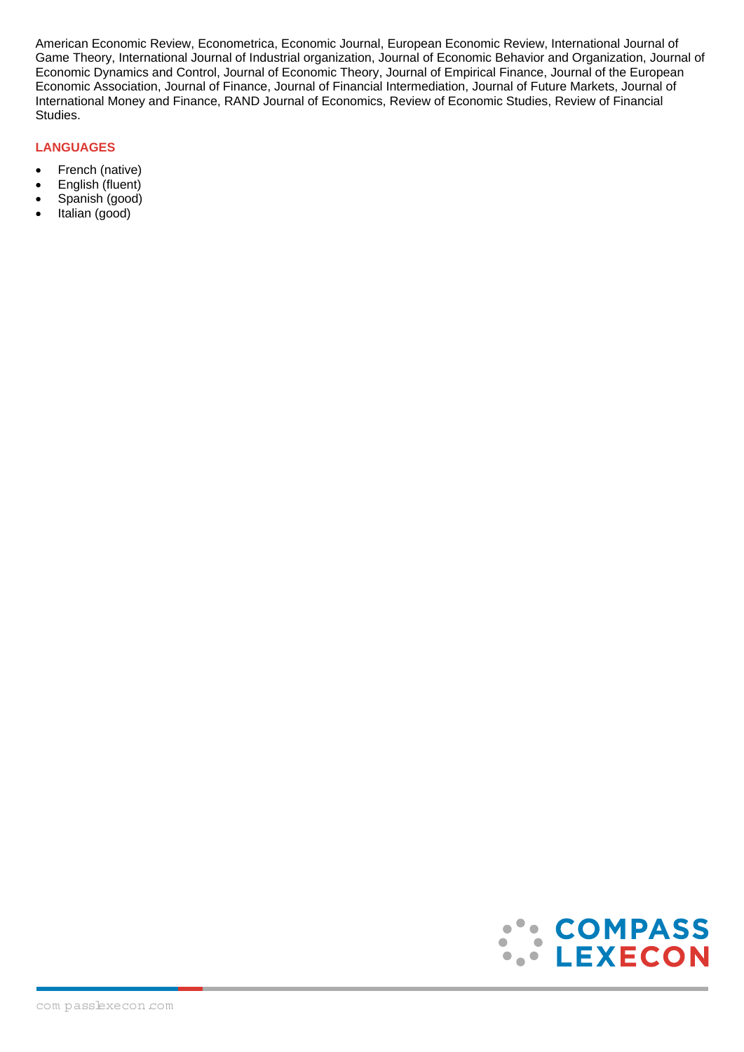American Economic Review, Econometrica, Economic Journal, European Economic Review, International Journal of Game Theory, International Journal of Industrial organization, Journal of Economic Behavior and Organization, Journal of Economic Dynamics and Control, Journal of Economic Theory, Journal of Empirical Finance, Journal of the European Economic Association, Journal of Finance, Journal of Financial Intermediation, Journal of Future Markets, Journal of International Money and Finance, RAND Journal of Economics, Review of Economic Studies, Review of Financial Studies.

## LANGUAGES

- French (native)
- English (fluent)
- Spanish (good)
- Italian (good)